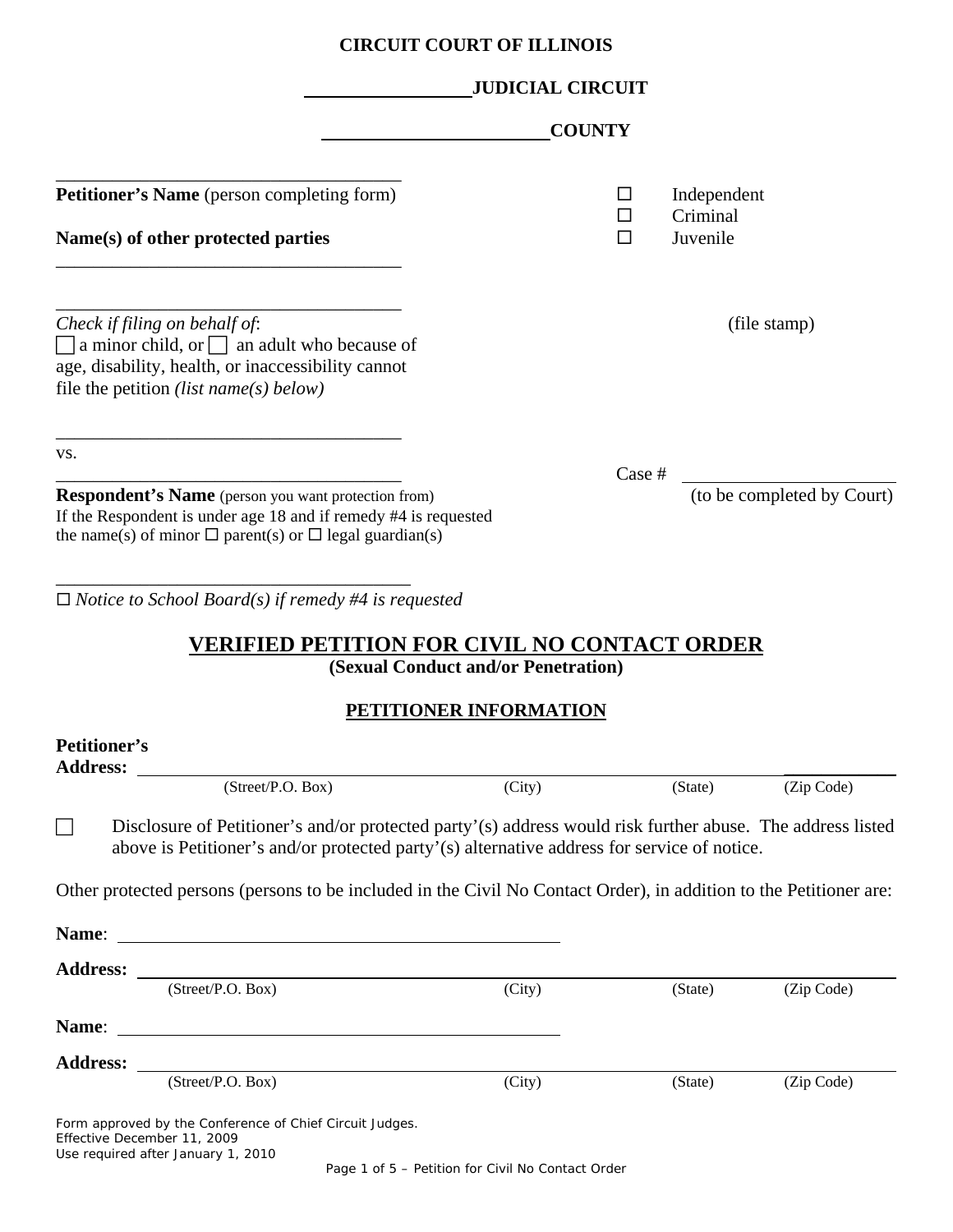**CIRCUIT COURT OF ILLINOIS**

_________________ **JUDICIAL CIRCUIT**

________________________ **COUNTY**

_____________________________________
**Petitioner's Name** (person completing form)

**Name(s) of other protected parties**

_____________________________________

_____________________________________

*Check if filing on behalf of*:
☐ a minor child, or ☐ an adult who because of age, disability, health, or inaccessibility cannot file the petition *(list name(s) below)*

_____________________________________

vs.

_____________________________________
**Respondent's Name** (person you want protection from)
If the Respondent is under age 18 and if remedy #4 is requested the name(s) of minor ☐ parent(s) or ☐ legal guardian(s)

_____________________________________
☐ *Notice to School Board(s) if remedy #4 is requested*

☐ Independent
☐ Criminal
☐ Juvenile

(file stamp)

Case # ______________________
(to be completed by Court)

## VERIFIED PETITION FOR CIVIL NO CONTACT ORDER

**(Sexual Conduct and/or Penetration)**

### PETITIONER INFORMATION

**Petitioner's Address:** ____________________________________________________________
(Street/P.O. Box) (City) (State) (Zip Code)

☐ Disclosure of Petitioner's and/or protected party'(s) address would risk further abuse. The address listed above is Petitioner's and/or protected party'(s) alternative address for service of notice.

Other protected persons (persons to be included in the Civil No Contact Order), in addition to the Petitioner are:

**Name**: ______________________________________________

**Address:** ____________________________________________________________
(Street/P.O. Box) (City) (State) (Zip Code)

**Name**: ______________________________________________

**Address:** ____________________________________________________________
(Street/P.O. Box) (City) (State) (Zip Code)

Form approved by the Conference of Chief Circuit Judges.
Effective December 11, 2009
Use required after January 1, 2010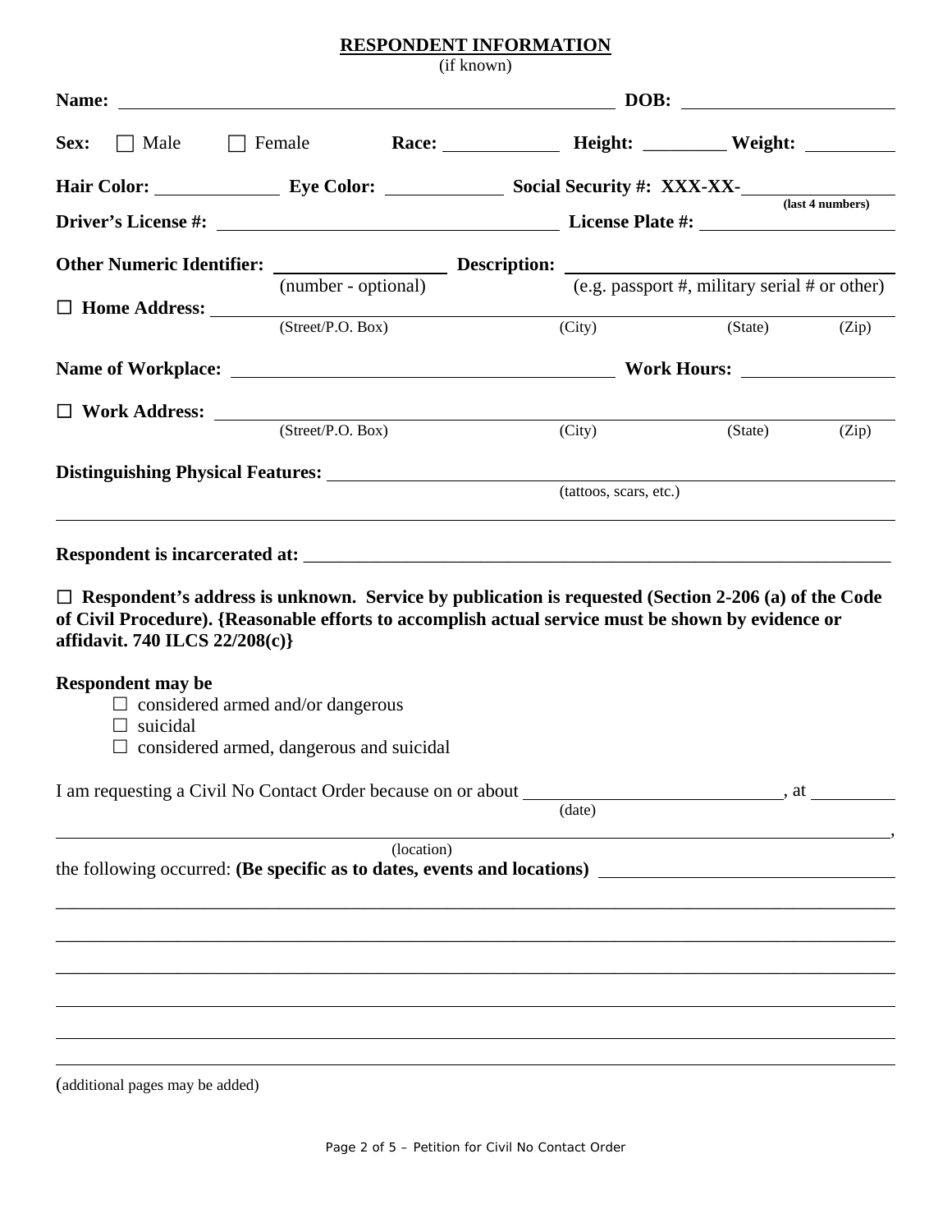## RESPONDENT INFORMATION

(if known)

**Name:** ______________________________ **DOB:** ______________

**Sex:** ☐ Male ☐ Female **Race:** __________ **Height:** ________ **Weight:** ________

**Hair Color:** __________ **Eye Color:** __________ **Social Security #: XXX-XX-**__________ **(last 4 numbers)**

**Driver's License #:** ______________________ **License Plate #:** ______________

**Other Numeric Identifier:** ______________ (number - optional) **Description:** ______________________ (e.g. passport #, military serial # or other)

☐ **Home Address:** ______________________________________________
(Street/P.O. Box) (City) (State) (Zip)

**Name of Workplace:** ______________________________ **Work Hours:** ______________

☐ **Work Address:** ______________________________________________
(Street/P.O. Box) (City) (State) (Zip)

**Distinguishing Physical Features:** ______________________________________________
(tattoos, scars, etc.)

______________________________________________________________________________

**Respondent is incarcerated at:** ______________________________________________

☐ **Respondent's address is unknown. Service by publication is requested (Section 2-206 (a) of the Code of Civil Procedure). {Reasonable efforts to accomplish actual service must be shown by evidence or affidavit. 740 ILCS 22/208(c)}**

**Respondent may be**

- ☐ considered armed and/or dangerous
- ☐ suicidal
- ☐ considered armed, dangerous and suicidal

I am requesting a Civil No Contact Order because on or about ______________________ (date), at ______________________________________________ (location), the following occurred: **(Be specific as to dates, events and locations)** ______________________________

______________________________________________________________________________

______________________________________________________________________________

______________________________________________________________________________

______________________________________________________________________________

______________________________________________________________________________

______________________________________________________________________________

(additional pages may be added)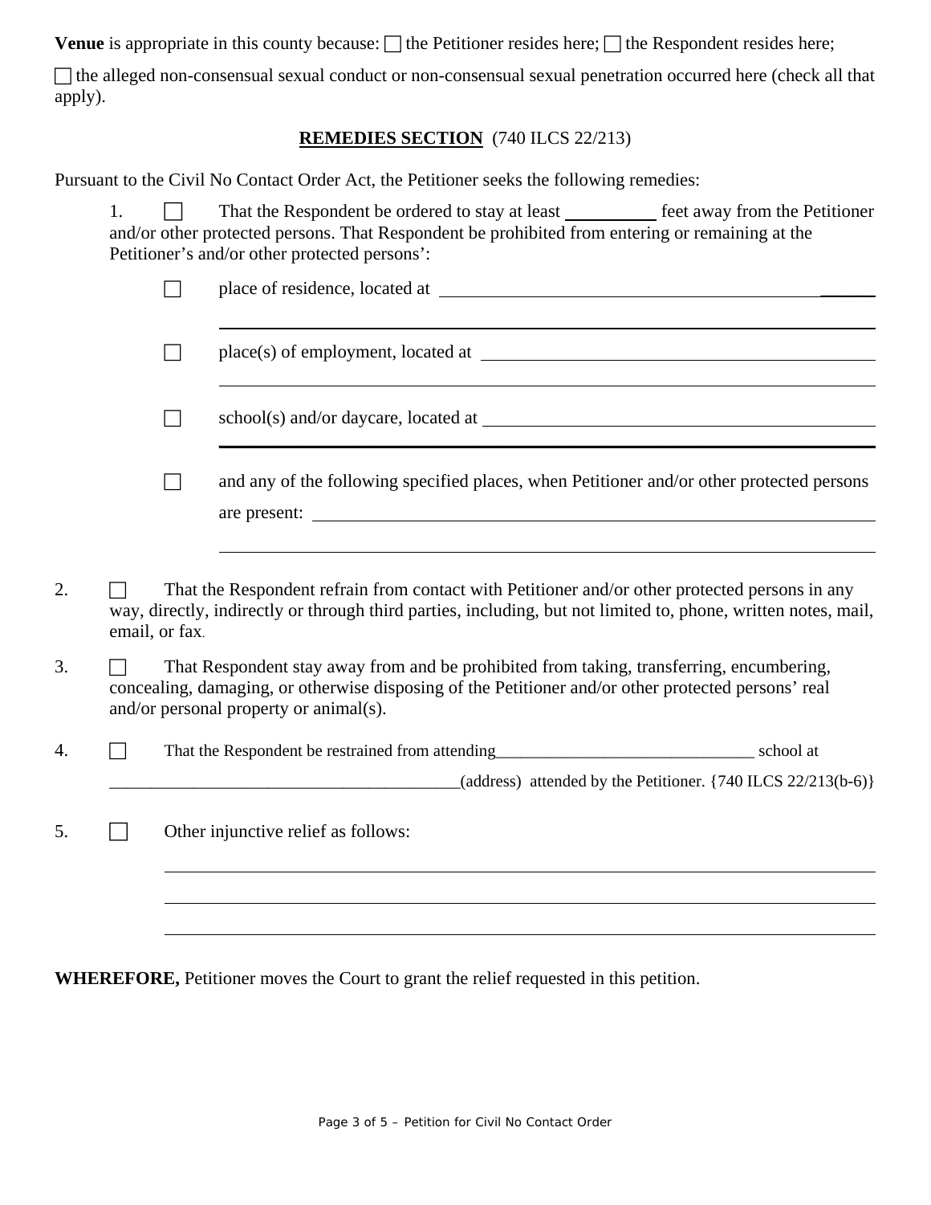**Venue** is appropriate in this county because: ☐ the Petitioner resides here; ☐ the Respondent resides here;

☐ the alleged non-consensual sexual conduct or non-consensual sexual penetration occurred here (check all that apply).

**REMEDIES SECTION** (740 ILCS 22/213)

Pursuant to the Civil No Contact Order Act, the Petitioner seeks the following remedies:

1. ☐ That the Respondent be ordered to stay at least __________ feet away from the Petitioner and/or other protected persons. That Respondent be prohibited from entering or remaining at the Petitioner's and/or other protected persons':

   ☐ place of residence, located at ______________________________________________

   ______________________________________________________________________

   ☐ place(s) of employment, located at ___________________________________________

   ______________________________________________________________________

   ☐ school(s) and/or daycare, located at __________________________________________

   ______________________________________________________________________

   ☐ and any of the following specified places, when Petitioner and/or other protected persons are present: ______________________________________________________________

   ______________________________________________________________________

2. ☐ That the Respondent refrain from contact with Petitioner and/or other protected persons in any way, directly, indirectly or through third parties, including, but not limited to, phone, written notes, mail, email, or fax.

3. ☐ That Respondent stay away from and be prohibited from taking, transferring, encumbering, concealing, damaging, or otherwise disposing of the Petitioner and/or other protected persons' real and/or personal property or animal(s).

4. ☐ That the Respondent be restrained from attending_______________________________ school at __________________________________________(address) attended by the Petitioner. {740 ILCS 22/213(b-6)}

5. ☐ Other injunctive relief as follows:

   ______________________________________________________________________

   ______________________________________________________________________

   ______________________________________________________________________

**WHEREFORE,** Petitioner moves the Court to grant the relief requested in this petition.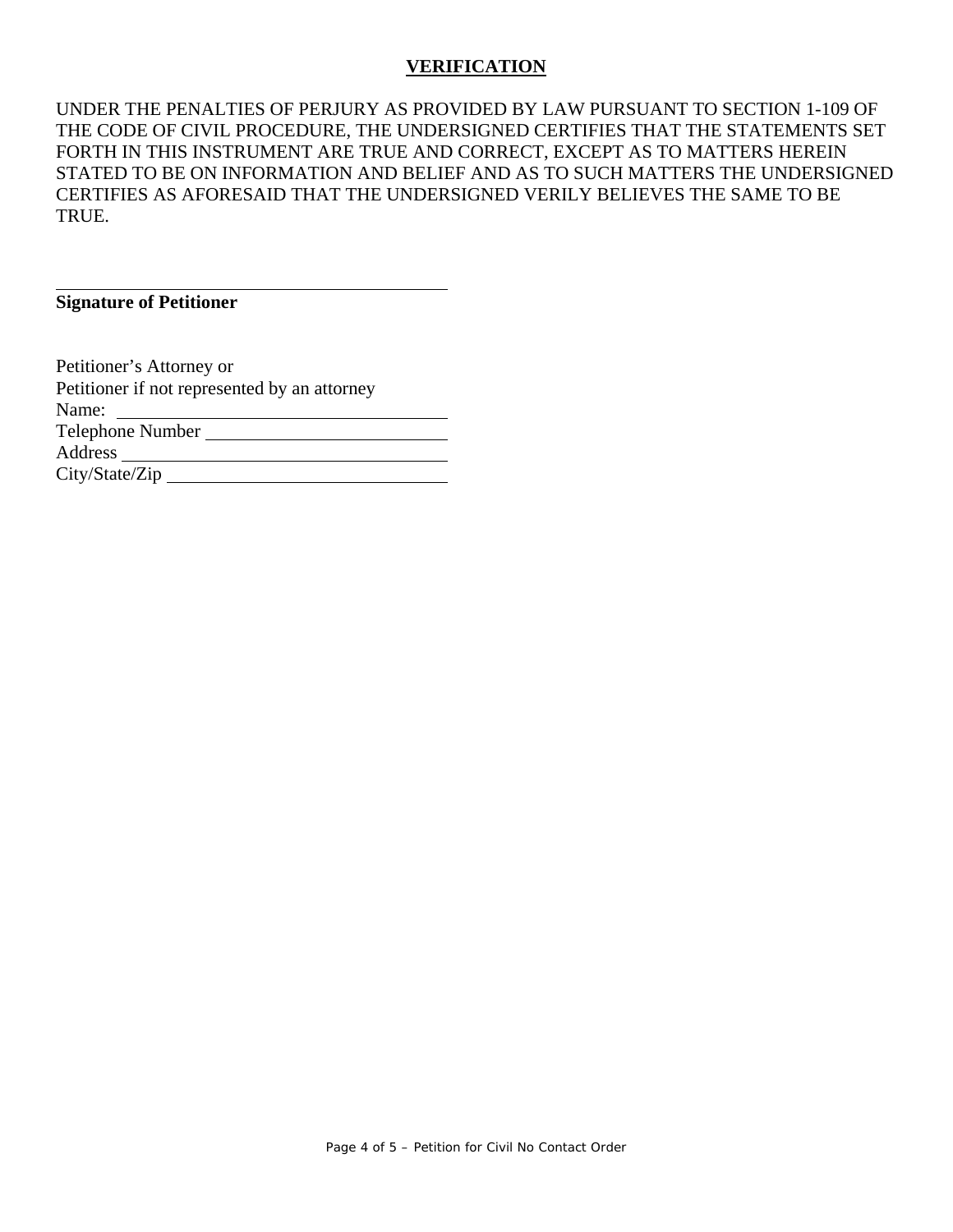## VERIFICATION

UNDER THE PENALTIES OF PERJURY AS PROVIDED BY LAW PURSUANT TO SECTION 1-109 OF THE CODE OF CIVIL PROCEDURE, THE UNDERSIGNED CERTIFIES THAT THE STATEMENTS SET FORTH IN THIS INSTRUMENT ARE TRUE AND CORRECT, EXCEPT AS TO MATTERS HEREIN STATED TO BE ON INFORMATION AND BELIEF AND AS TO SUCH MATTERS THE UNDERSIGNED CERTIFIES AS AFORESAID THAT THE UNDERSIGNED VERILY BELIEVES THE SAME TO BE TRUE.

______________________________________________
**Signature of Petitioner**

Petitioner's Attorney or
Petitioner if not represented by an attorney
Name: ______________________________________
Telephone Number ____________________________
Address ____________________________________
City/State/Zip ________________________________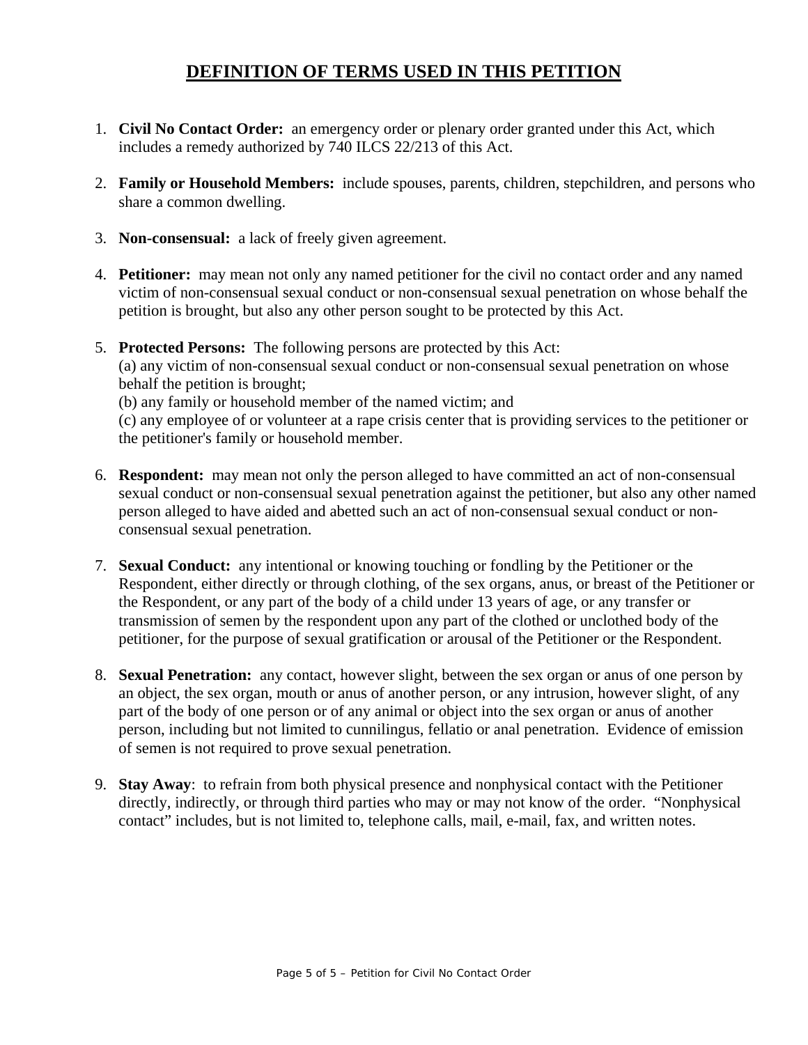# DEFINITION OF TERMS USED IN THIS PETITION

1. **Civil No Contact Order:** an emergency order or plenary order granted under this Act, which includes a remedy authorized by 740 ILCS 22/213 of this Act.

2. **Family or Household Members:** include spouses, parents, children, stepchildren, and persons who share a common dwelling.

3. **Non-consensual:** a lack of freely given agreement.

4. **Petitioner:** may mean not only any named petitioner for the civil no contact order and any named victim of non-consensual sexual conduct or non-consensual sexual penetration on whose behalf the petition is brought, but also any other person sought to be protected by this Act.

5. **Protected Persons:** The following persons are protected by this Act:
   (a) any victim of non-consensual sexual conduct or non-consensual sexual penetration on whose behalf the petition is brought;
   (b) any family or household member of the named victim; and
   (c) any employee of or volunteer at a rape crisis center that is providing services to the petitioner or the petitioner's family or household member.

6. **Respondent:** may mean not only the person alleged to have committed an act of non-consensual sexual conduct or non-consensual sexual penetration against the petitioner, but also any other named person alleged to have aided and abetted such an act of non-consensual sexual conduct or non-consensual sexual penetration.

7. **Sexual Conduct:** any intentional or knowing touching or fondling by the Petitioner or the Respondent, either directly or through clothing, of the sex organs, anus, or breast of the Petitioner or the Respondent, or any part of the body of a child under 13 years of age, or any transfer or transmission of semen by the respondent upon any part of the clothed or unclothed body of the petitioner, for the purpose of sexual gratification or arousal of the Petitioner or the Respondent.

8. **Sexual Penetration:** any contact, however slight, between the sex organ or anus of one person by an object, the sex organ, mouth or anus of another person, or any intrusion, however slight, of any part of the body of one person or of any animal or object into the sex organ or anus of another person, including but not limited to cunnilingus, fellatio or anal penetration. Evidence of emission of semen is not required to prove sexual penetration.

9. **Stay Away**: to refrain from both physical presence and nonphysical contact with the Petitioner directly, indirectly, or through third parties who may or may not know of the order. "Nonphysical contact" includes, but is not limited to, telephone calls, mail, e-mail, fax, and written notes.